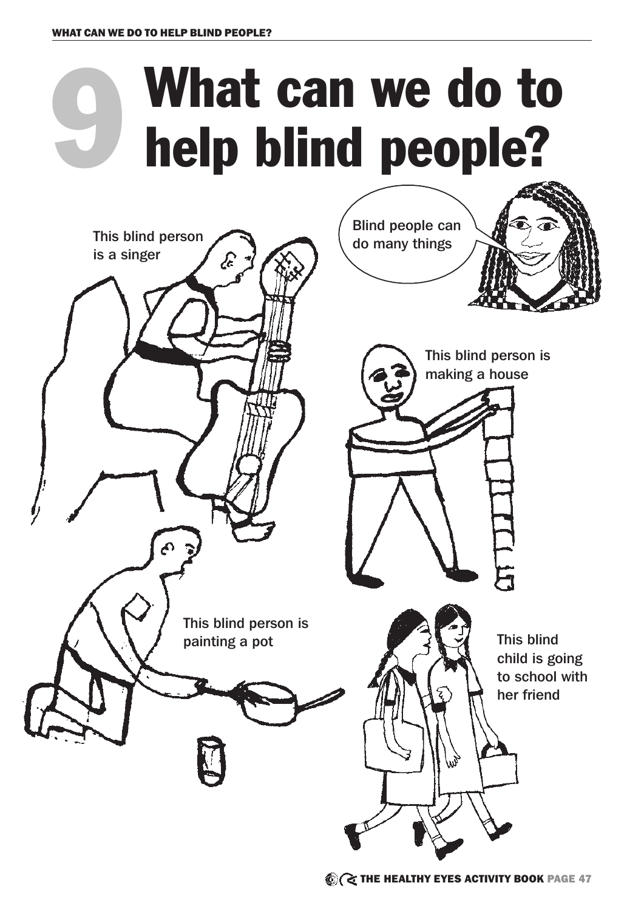# 9 What can we do to help blind people?

Blind people can do many things

This blind person is a singer

This blind person is making a house

This blind person is painting a pot

This blind child is going to school with her friend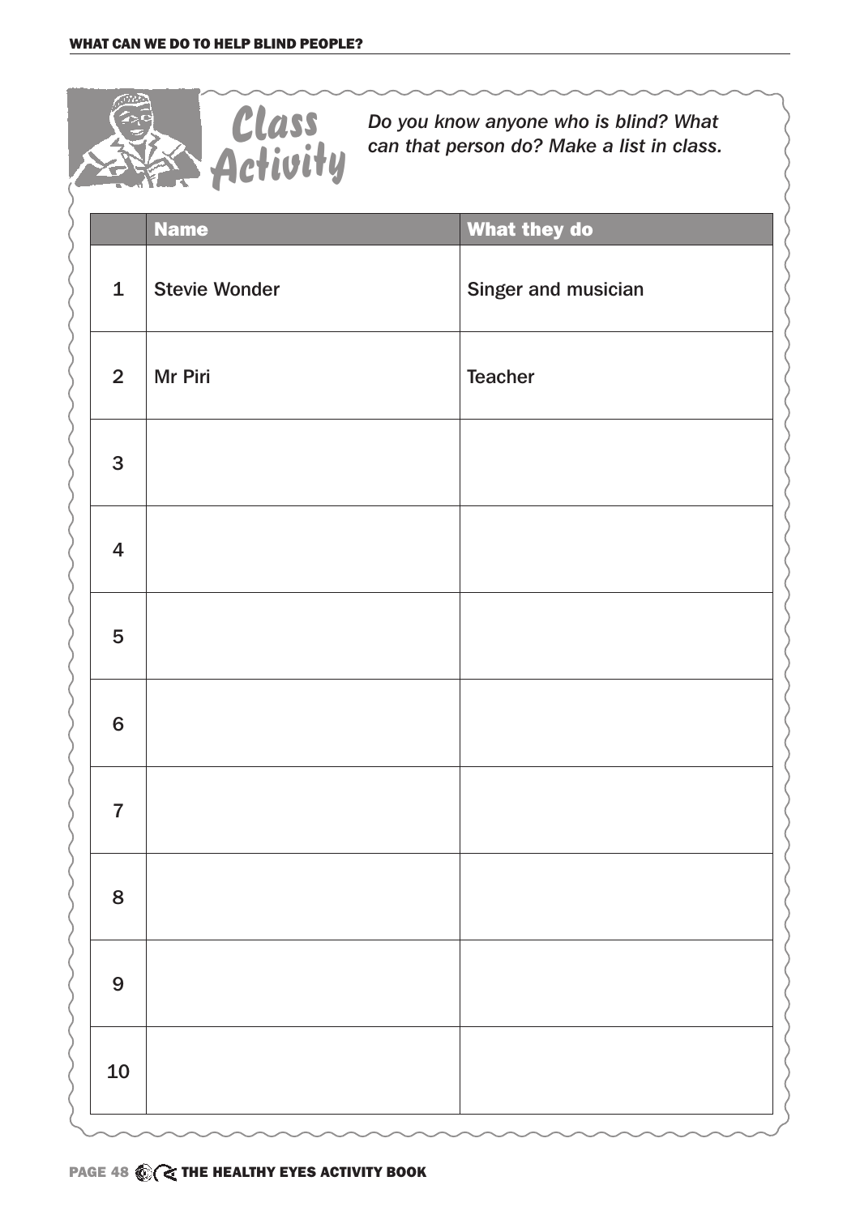## Class Activity

*Do you know anyone who is blind? What can that person do? Make a list in class.*

| | Name | What they do |
|---|---|---|
| 1 | Stevie Wonder | Singer and musician |
| 2 | Mr Piri | Teacher |
| 3 | | |
| 4 | | |
| 5 | | |
| 6 | | |
| 7 | | |
| 8 | | |
| 9 | | |
| 10 | | |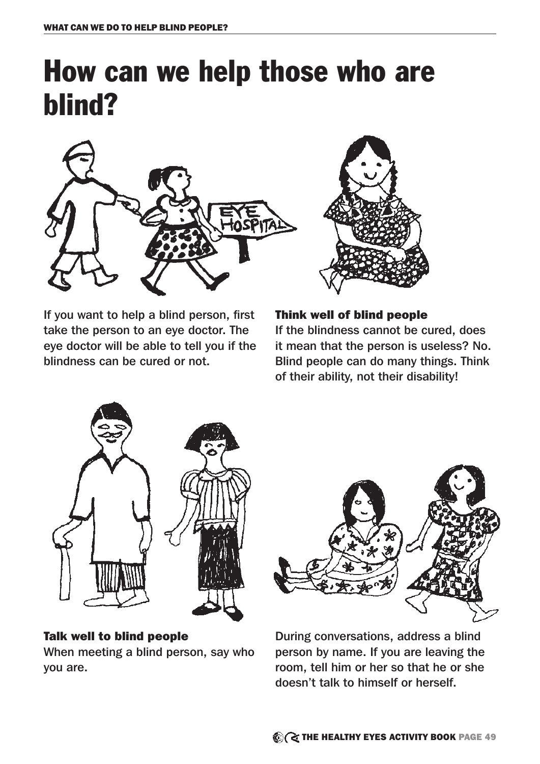# How can we help those who are blind?

If you want to help a blind person, first take the person to an eye doctor. The eye doctor will be able to tell you if the blindness can be cured or not.

**Think well of blind people**

If the blindness cannot be cured, does it mean that the person is useless? No. Blind people can do many things. Think of their ability, not their disability!

**Talk well to blind people**

When meeting a blind person, say who you are.

During conversations, address a blind person by name. If you are leaving the room, tell him or her so that he or she doesn't talk to himself or herself.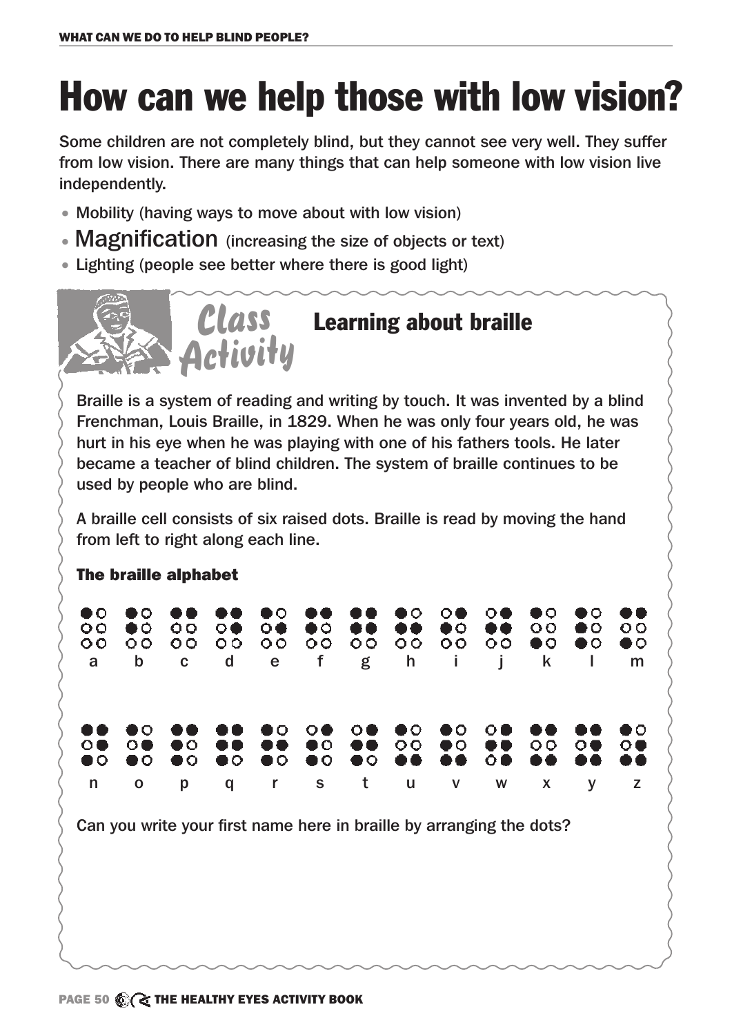# How can we help those with low vision?

Some children are not completely blind, but they cannot see very well. They suffer from low vision. There are many things that can help someone with low vision live independently.

- Mobility (having ways to move about with low vision)
- Magnification (increasing the size of objects or text)
- Lighting (people see better where there is good light)

## Class Activity

### Learning about braille

Braille is a system of reading and writing by touch. It was invented by a blind Frenchman, Louis Braille, in 1829. When he was only four years old, he was hurt in his eye when he was playing with one of his fathers tools. He later became a teacher of blind children. The system of braille continues to be used by people who are blind.

A braille cell consists of six raised dots. Braille is read by moving the hand from left to right along each line.

**The braille alphabet**

⠁ ⠃ ⠉ ⠙ ⠑ ⠋ ⠛ ⠓ ⠊ ⠚ ⠅ ⠇ ⠍

a b c d e f g h i j k l m

⠝ ⠕ ⠏ ⠟ ⠗ ⠎ ⠞ ⠥ ⠧ ⠺ ⠭ ⠽ ⠵

n o p q r s t u v w x y z

Can you write your first name here in braille by arranging the dots?